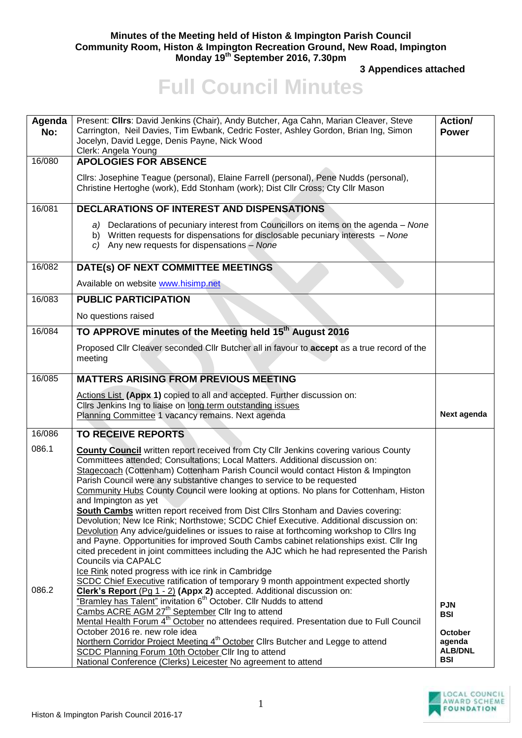**Minutes of the Meeting held of Histon & Impington Parish Council**
**Community Room, Histon & Impington Recreation Ground, New Road, Impington**
**Monday 19th September 2016, 7.30pm**

**3 Appendices attached**

# Full Council Minutes

| Agenda No: | Present: **Cllrs**: David Jenkins (Chair), Andy Butcher, Aga Cahn, Marian Cleaver, Steve Carrington, Neil Davies, Tim Ewbank, Cedric Foster, Ashley Gordon, Brian Ing, Simon Jocelyn, David Legge, Denis Payne, Nick Wood<br>Clerk: Angela Young | **Action/ Power** |
|---|---|---|
| 16/080 | **APOLOGIES FOR ABSENCE**<br><br>Cllrs: Josephine Teague (personal), Elaine Farrell (personal), Pene Nudds (personal), Christine Hertoghe (work), Edd Stonham (work); Dist Cllr Cross; Cty Cllr Mason | |
| 16/081 | **DECLARATIONS OF INTEREST AND DISPENSATIONS**<br><br>*a)* Declarations of pecuniary interest from Councillors on items on the agenda – *None*<br>b) Written requests for dispensations for disclosable pecuniary interests – *None*<br>*c)* Any new requests for dispensations – *None* | |
| 16/082 | **DATE(s) OF NEXT COMMITTEE MEETINGS**<br><br>Available on website www.hisimp.net | |
| 16/083 | **PUBLIC PARTICIPATION**<br><br>No questions raised | |
| 16/084 | **TO APPROVE minutes of the Meeting held 15th August 2016**<br><br>Proposed Cllr Cleaver seconded Cllr Butcher all in favour to **accept** as a true record of the meeting | |
| 16/085 | **MATTERS ARISING FROM PREVIOUS MEETING**<br><br>Actions List **(Appx 1)** copied to all and accepted. Further discussion on:<br>Cllrs Jenkins Ing to liaise on long term outstanding issues<br>Planning Committee 1 vacancy remains. Next agenda | **Next agenda** |
| 16/086 | **TO RECEIVE REPORTS** | |
| 086.1 | **County Council** written report received from Cty Cllr Jenkins covering various County Committees attended; Consultations; Local Matters. Additional discussion on:<br>Stagecoach (Cottenham) Cottenham Parish Council would contact Histon & Impington Parish Council were any substantive changes to service to be requested<br>Community Hubs County Council were looking at options. No plans for Cottenham, Histon and Impington as yet<br>**South Cambs** written report received from Dist Cllrs Stonham and Davies covering: Devolution; New Ice Rink; Northstowe; SCDC Chief Executive. Additional discussion on:<br>Devolution Any advice/guidelines or issues to raise at forthcoming workshop to Cllrs Ing and Payne. Opportunities for improved South Cambs cabinet relationships exist. Cllr Ing cited precedent in joint committees including the AJC which he had represented the Parish Councils via CAPALC<br>Ice Rink noted progress with ice rink in Cambridge<br>SCDC Chief Executive ratification of temporary 9 month appointment expected shortly | |
| 086.2 | **Clerk's Report** (Pg 1 - 2) **(Appx 2)** accepted. Additional discussion on:<br>"Bramley has Talent" invitation 6th October. Cllr Nudds to attend<br>Cambs ACRE AGM 27th September Cllr Ing to attend<br>Mental Health Forum 4th October no attendees required. Presentation due to Full Council October 2016 re. new role idea<br>Northern Corridor Project Meeting 4th October Cllrs Butcher and Legge to attend<br>SCDC Planning Forum 10th October Cllr Ing to attend<br>National Conference (Clerks) Leicester No agreement to attend | **PJN**<br>**BSI**<br><br>**October agenda**<br>**ALB/DNL**<br>**BSI** |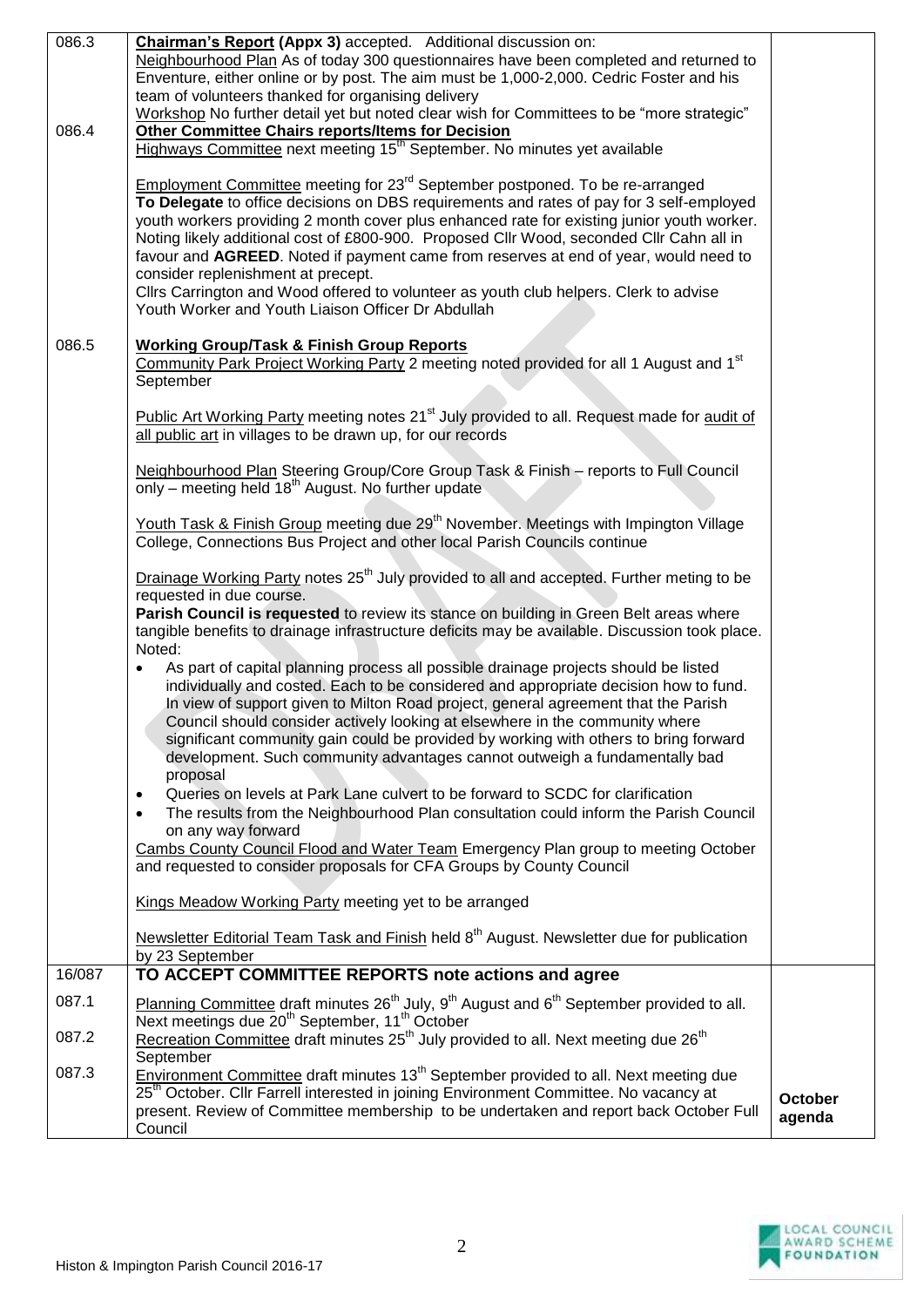| | | |
|---|---|---|
| 086.3 | **Chairman's Report (Appx 3)** accepted. Additional discussion on:<br>Neighbourhood Plan As of today 300 questionnaires have been completed and returned to Enventure, either online or by post. The aim must be 1,000-2,000. Cedric Foster and his team of volunteers thanked for organising delivery<br>Workshop No further detail yet but noted clear wish for Committees to be "more strategic" | |
| 086.4 | **Other Committee Chairs reports/Items for Decision**<br>Highways Committee next meeting 15th September. No minutes yet available<br><br>Employment Committee meeting for 23rd September postponed. To be re-arranged<br>**To Delegate** to office decisions on DBS requirements and rates of pay for 3 self-employed youth workers providing 2 month cover plus enhanced rate for existing junior youth worker. Noting likely additional cost of £800-900. Proposed Cllr Wood, seconded Cllr Cahn all in favour and **AGREED**. Noted if payment came from reserves at end of year, would need to consider replenishment at precept.<br>Cllrs Carrington and Wood offered to volunteer as youth club helpers. Clerk to advise Youth Worker and Youth Liaison Officer Dr Abdullah | |
| 086.5 | **Working Group/Task & Finish Group Reports**<br>Community Park Project Working Party 2 meeting noted provided for all 1 August and 1st September<br><br>Public Art Working Party meeting notes 21st July provided to all. Request made for audit of all public art in villages to be drawn up, for our records<br><br>Neighbourhood Plan Steering Group/Core Group Task & Finish – reports to Full Council only – meeting held 18th August. No further update<br><br>Youth Task & Finish Group meeting due 29th November. Meetings with Impington Village College, Connections Bus Project and other local Parish Councils continue<br><br>Drainage Working Party notes 25th July provided to all and accepted. Further meting to be requested in due course.<br>**Parish Council is requested** to review its stance on building in Green Belt areas where tangible benefits to drainage infrastructure deficits may be available. Discussion took place. Noted:<br>• As part of capital planning process all possible drainage projects should be listed individually and costed. Each to be considered and appropriate decision how to fund. In view of support given to Milton Road project, general agreement that the Parish Council should consider actively looking at elsewhere in the community where significant community gain could be provided by working with others to bring forward development. Such community advantages cannot outweigh a fundamentally bad proposal<br>• Queries on levels at Park Lane culvert to be forward to SCDC for clarification<br>• The results from the Neighbourhood Plan consultation could inform the Parish Council on any way forward<br>Cambs County Council Flood and Water Team Emergency Plan group to meeting October and requested to consider proposals for CFA Groups by County Council<br><br>Kings Meadow Working Party meeting yet to be arranged<br><br>Newsletter Editorial Team Task and Finish held 8th August. Newsletter due for publication by 23 September | |
| 16/087 | **TO ACCEPT COMMITTEE REPORTS note actions and agree** | |
| 087.1 | Planning Committee draft minutes 26th July, 9th August and 6th September provided to all. Next meetings due 20th September, 11th October | |
| 087.2 | Recreation Committee draft minutes 25th July provided to all. Next meeting due 26th September | |
| 087.3 | Environment Committee draft minutes 13th September provided to all. Next meeting due 25th October. Cllr Farrell interested in joining Environment Committee. No vacancy at present. Review of Committee membership to be undertaken and report back October Full Council | **October agenda** |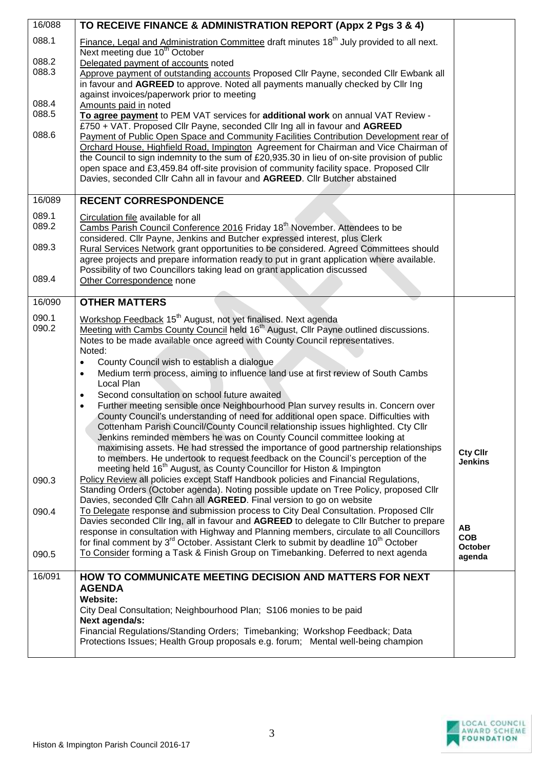| | | |
|---|---|---|
| 16/088 | **TO RECEIVE FINANCE & ADMINISTRATION REPORT (Appx 2 Pgs 3 & 4)** | |
| 088.1 | Finance, Legal and Administration Committee draft minutes 18th July provided to all next. Next meeting due 10th October | |
| 088.2 | Delegated payment of accounts noted | |
| 088.3 | Approve payment of outstanding accounts Proposed Cllr Payne, seconded Cllr Ewbank all in favour and **AGREED** to approve. Noted all payments manually checked by Cllr Ing against invoices/paperwork prior to meeting | |
| 088.4 | Amounts paid in noted | |
| 088.5 | **To agree payment** to PEM VAT services for **additional work** on annual VAT Review - £750 + VAT. Proposed Cllr Payne, seconded Cllr Ing all in favour and **AGREED** | |
| 088.6 | Payment of Public Open Space and Community Facilities Contribution Development rear of Orchard House, Highfield Road, Impington Agreement for Chairman and Vice Chairman of the Council to sign indemnity to the sum of £20,935.30 in lieu of on-site provision of public open space and £3,459.84 off-site provision of community facility space. Proposed Cllr Davies, seconded Cllr Cahn all in favour and **AGREED**. Cllr Butcher abstained | |
| 16/089 | **RECENT CORRESPONDENCE** | |
| 089.1 | Circulation file available for all | |
| 089.2 | Cambs Parish Council Conference 2016 Friday 18th November. Attendees to be considered. Cllr Payne, Jenkins and Butcher expressed interest, plus Clerk | |
| 089.3 | Rural Services Network grant opportunities to be considered. Agreed Committees should agree projects and prepare information ready to put in grant application where available. Possibility of two Councillors taking lead on grant application discussed | |
| 089.4 | Other Correspondence none | |
| 16/090 | **OTHER MATTERS** | |
| 090.1 | Workshop Feedback 15th August, not yet finalised. Next agenda | |
| 090.2 | Meeting with Cambs County Council held 16th August, Cllr Payne outlined discussions. Notes to be made available once agreed with County Council representatives.<br>Noted:<br>• County Council wish to establish a dialogue<br>• Medium term process, aiming to influence land use at first review of South Cambs Local Plan<br>• Second consultation on school future awaited<br>• Further meeting sensible once Neighbourhood Plan survey results in. Concern over County Council's understanding of need for additional open space. Difficulties with Cottenham Parish Council/County Council relationship issues highlighted. Cty Cllr Jenkins reminded members he was on County Council committee looking at maximising assets. He had stressed the importance of good partnership relationships to members. He undertook to request feedback on the Council's perception of the meeting held 16th August, as County Councillor for Histon & Impington | **Cty Cllr Jenkins** |
| 090.3 | Policy Review all policies except Staff Handbook policies and Financial Regulations, Standing Orders (October agenda). Noting possible update on Tree Policy, proposed Cllr Davies, seconded Cllr Cahn all **AGREED**. Final version to go on website | |
| 090.4 | To Delegate response and submission process to City Deal Consultation. Proposed Cllr Davies seconded Cllr Ing, all in favour and **AGREED** to delegate to Cllr Butcher to prepare response in consultation with Highway and Planning members, circulate to all Councillors for final comment by 3rd October. Assistant Clerk to submit by deadline 10th October | **AB**<br>**COB** |
| 090.5 | To Consider forming a Task & Finish Group on Timebanking. Deferred to next agenda | **October agenda** |
| 16/091 | **HOW TO COMMUNICATE MEETING DECISION AND MATTERS FOR NEXT AGENDA**<br>**Website:**<br>City Deal Consultation; Neighbourhood Plan; S106 monies to be paid<br>**Next agenda/s:**<br>Financial Regulations/Standing Orders; Timebanking; Workshop Feedback; Data Protections Issues; Health Group proposals e.g. forum; Mental well-being champion | |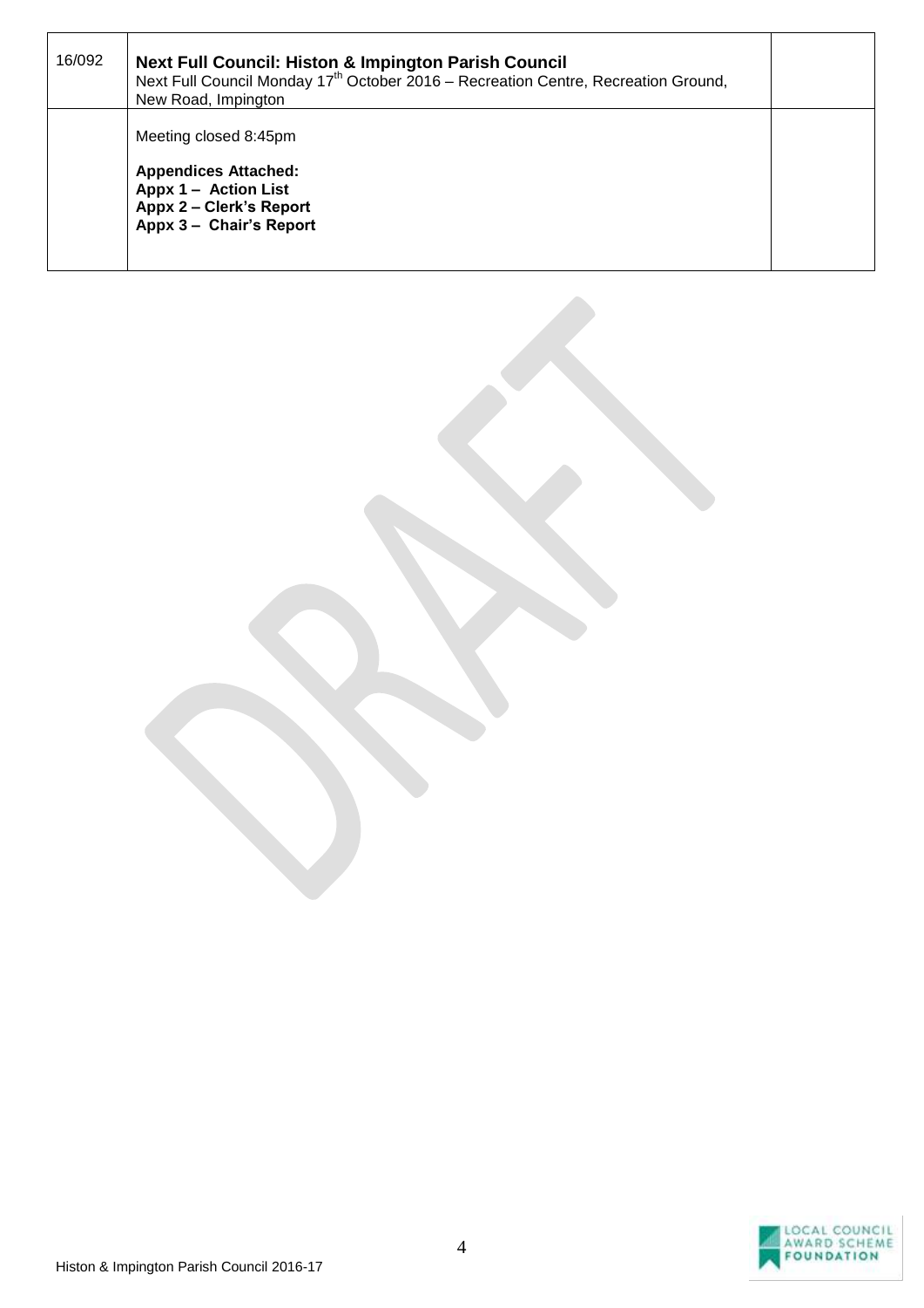| | | |
|---|---|---|
| 16/092 | **Next Full Council: Histon & Impington Parish Council**<br>Next Full Council Monday 17th October 2016 – Recreation Centre, Recreation Ground, New Road, Impington | |
| | Meeting closed 8:45pm<br><br>**Appendices Attached:**<br>**Appx 1 – Action List**<br>**Appx 2 – Clerk's Report**<br>**Appx 3 – Chair's Report** | |